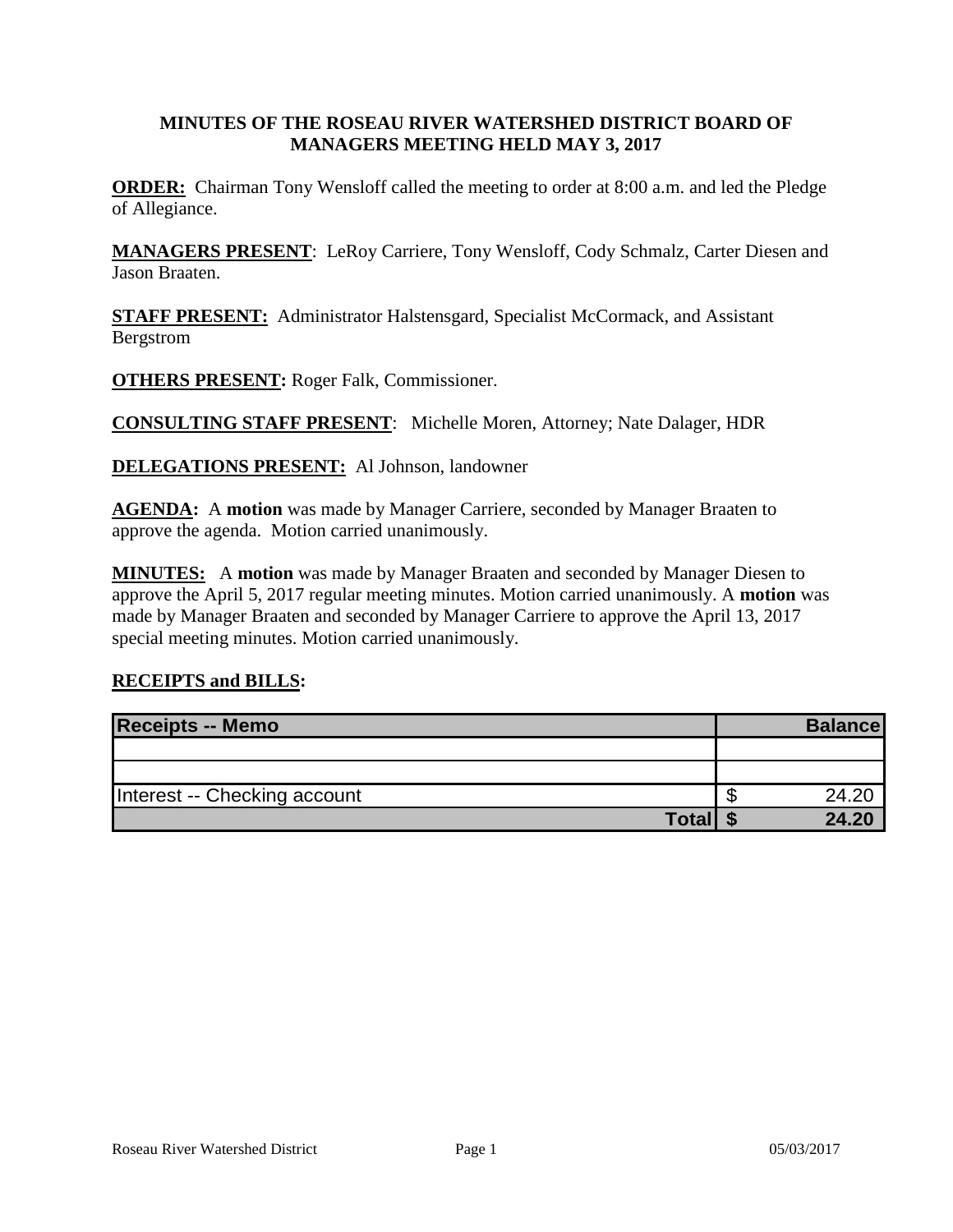## MINUTES OF THE ROSEAU RIVER WATERSHED DISTRICT BOARD OF MANAGERS MEETING HELD MAY 3, 2017

**ORDER:** Chairman Tony Wensloff called the meeting to order at 8:00 a.m. and led the Pledge of Allegiance.

**MANAGERS PRESENT**: LeRoy Carriere, Tony Wensloff, Cody Schmalz, Carter Diesen and Jason Braaten.

**STAFF PRESENT:** Administrator Halstensgard, Specialist McCormack, and Assistant Bergstrom

**OTHERS PRESENT:** Roger Falk, Commissioner.

**CONSULTING STAFF PRESENT**: Michelle Moren, Attorney; Nate Dalager, HDR

**DELEGATIONS PRESENT:** Al Johnson, landowner

**AGENDA:** A **motion** was made by Manager Carriere, seconded by Manager Braaten to approve the agenda. Motion carried unanimously.

**MINUTES:** A **motion** was made by Manager Braaten and seconded by Manager Diesen to approve the April 5, 2017 regular meeting minutes. Motion carried unanimously. A **motion** was made by Manager Braaten and seconded by Manager Carriere to approve the April 13, 2017 special meeting minutes. Motion carried unanimously.

**RECEIPTS and BILLS:**

| Receipts -- Memo | Balance |
|---|---|
| | |
| | |
| Interest -- Checking account | $ 24.20 |
| **Total** | **$ 24.20** |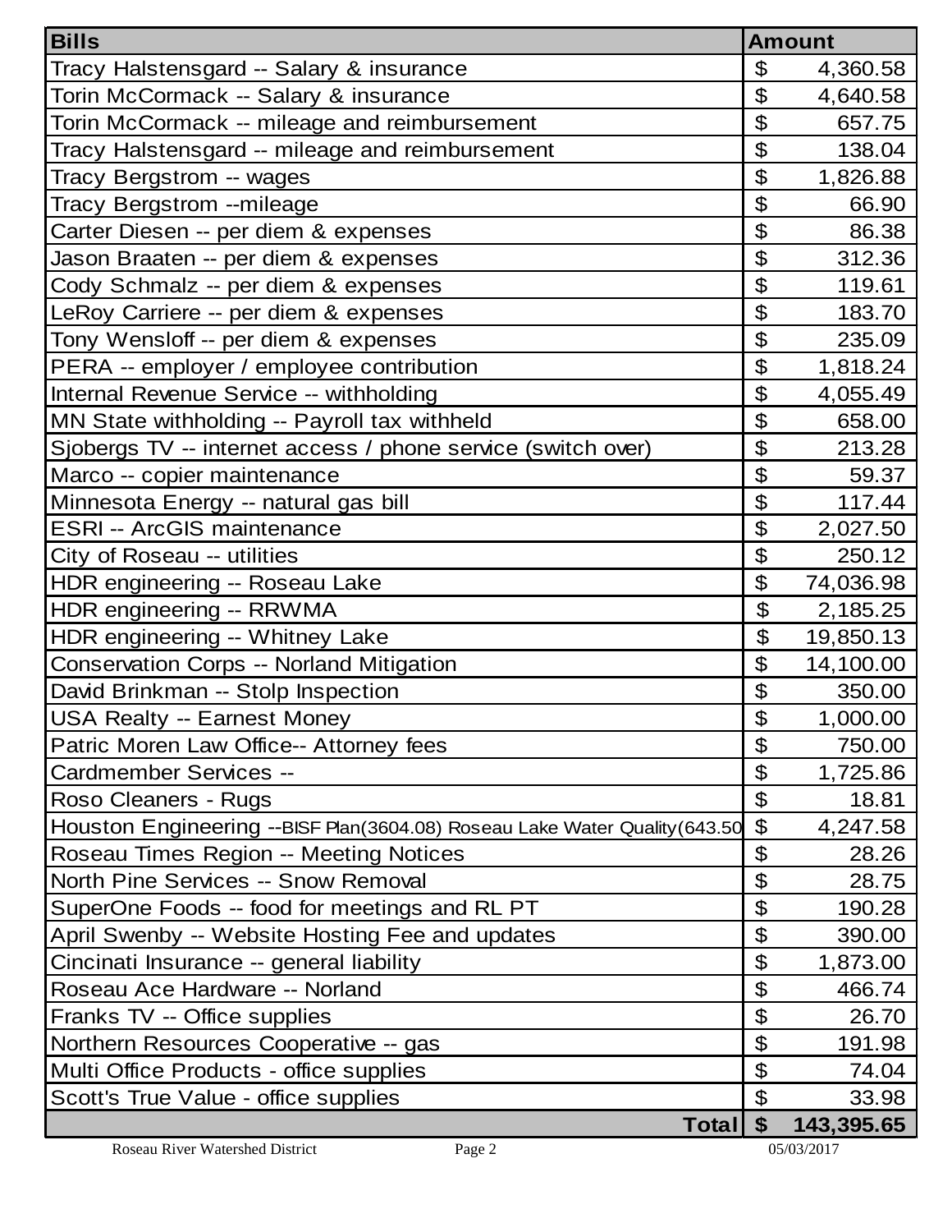| Bills | Amount |
|---|---|
| Tracy Halstensgard -- Salary & insurance | $ 4,360.58 |
| Torin McCormack -- Salary & insurance | $ 4,640.58 |
| Torin McCormack -- mileage and reimbursement | $ 657.75 |
| Tracy Halstensgard -- mileage and reimbursement | $ 138.04 |
| Tracy Bergstrom -- wages | $ 1,826.88 |
| Tracy Bergstrom --mileage | $ 66.90 |
| Carter Diesen -- per diem & expenses | $ 86.38 |
| Jason Braaten -- per diem & expenses | $ 312.36 |
| Cody Schmalz -- per diem & expenses | $ 119.61 |
| LeRoy Carriere -- per diem & expenses | $ 183.70 |
| Tony Wensloff -- per diem & expenses | $ 235.09 |
| PERA -- employer / employee contribution | $ 1,818.24 |
| Internal Revenue Service -- withholding | $ 4,055.49 |
| MN State withholding -- Payroll tax withheld | $ 658.00 |
| Sjobergs TV -- internet access / phone service (switch over) | $ 213.28 |
| Marco -- copier maintenance | $ 59.37 |
| Minnesota Energy -- natural gas bill | $ 117.44 |
| ESRI -- ArcGIS maintenance | $ 2,027.50 |
| City of Roseau -- utilities | $ 250.12 |
| HDR engineering -- Roseau Lake | $ 74,036.98 |
| HDR engineering -- RRWMA | $ 2,185.25 |
| HDR engineering -- Whitney Lake | $ 19,850.13 |
| Conservation Corps -- Norland Mitigation | $ 14,100.00 |
| David Brinkman -- Stolp Inspection | $ 350.00 |
| USA Realty -- Earnest Money | $ 1,000.00 |
| Patric Moren Law Office-- Attorney fees | $ 750.00 |
| Cardmember Services -- | $ 1,725.86 |
| Roso Cleaners - Rugs | $ 18.81 |
| Houston Engineering --BISF Plan(3604.08) Roseau Lake Water Quality(643.50 | $ 4,247.58 |
| Roseau Times Region -- Meeting Notices | $ 28.26 |
| North Pine Services -- Snow Removal | $ 28.75 |
| SuperOne Foods -- food for meetings and RL PT | $ 190.28 |
| April Swenby -- Website Hosting Fee and updates | $ 390.00 |
| Cincinati Insurance -- general liability | $ 1,873.00 |
| Roseau Ace Hardware -- Norland | $ 466.74 |
| Franks TV -- Office supplies | $ 26.70 |
| Northern Resources Cooperative -- gas | $ 191.98 |
| Multi Office Products - office supplies | $ 74.04 |
| Scott's True Value - office supplies | $ 33.98 |
| **Total** | **$ 143,395.65** |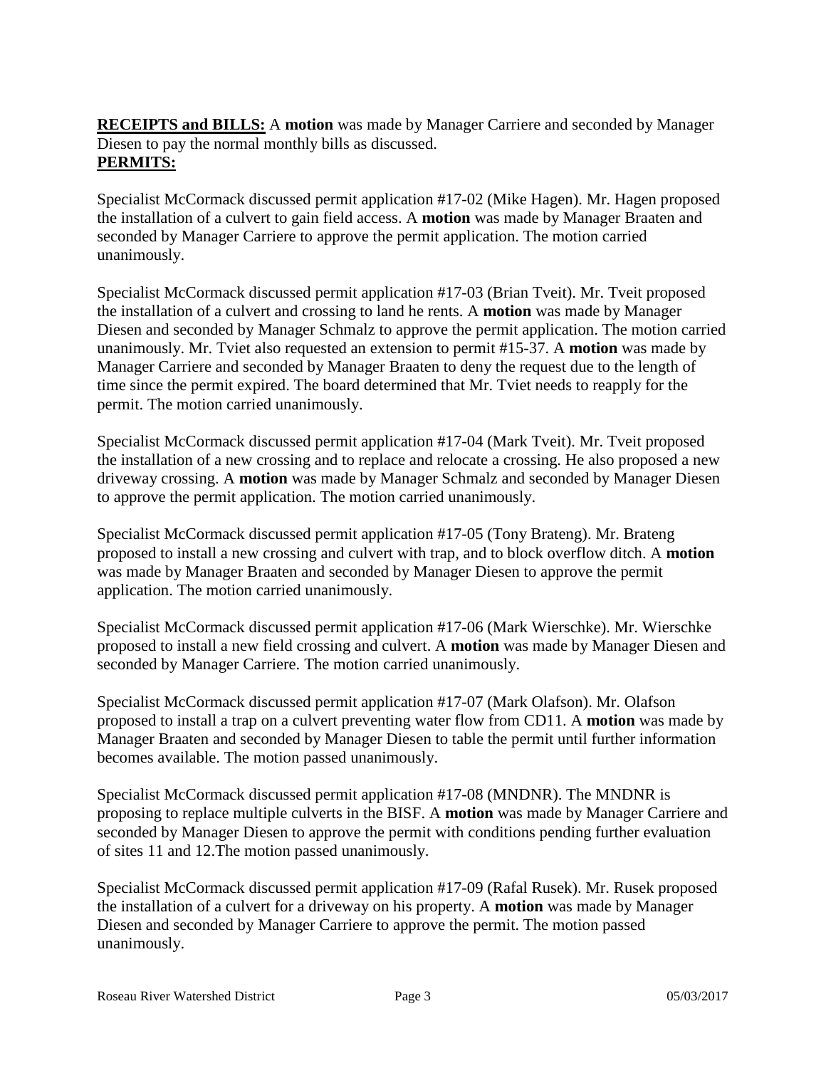**RECEIPTS and BILLS:** A **motion** was made by Manager Carriere and seconded by Manager Diesen to pay the normal monthly bills as discussed.

**PERMITS:**

Specialist McCormack discussed permit application #17-02 (Mike Hagen). Mr. Hagen proposed the installation of a culvert to gain field access. A **motion** was made by Manager Braaten and seconded by Manager Carriere to approve the permit application. The motion carried unanimously.

Specialist McCormack discussed permit application #17-03 (Brian Tveit). Mr. Tveit proposed the installation of a culvert and crossing to land he rents. A **motion** was made by Manager Diesen and seconded by Manager Schmalz to approve the permit application. The motion carried unanimously. Mr. Tviet also requested an extension to permit #15-37. A **motion** was made by Manager Carriere and seconded by Manager Braaten to deny the request due to the length of time since the permit expired. The board determined that Mr. Tviet needs to reapply for the permit. The motion carried unanimously.

Specialist McCormack discussed permit application #17-04 (Mark Tveit). Mr. Tveit proposed the installation of a new crossing and to replace and relocate a crossing. He also proposed a new driveway crossing. A **motion** was made by Manager Schmalz and seconded by Manager Diesen to approve the permit application. The motion carried unanimously.

Specialist McCormack discussed permit application #17-05 (Tony Brateng). Mr. Brateng proposed to install a new crossing and culvert with trap, and to block overflow ditch. A **motion** was made by Manager Braaten and seconded by Manager Diesen to approve the permit application. The motion carried unanimously.

Specialist McCormack discussed permit application #17-06 (Mark Wierschke). Mr. Wierschke proposed to install a new field crossing and culvert. A **motion** was made by Manager Diesen and seconded by Manager Carriere. The motion carried unanimously.

Specialist McCormack discussed permit application #17-07 (Mark Olafson). Mr. Olafson proposed to install a trap on a culvert preventing water flow from CD11. A **motion** was made by Manager Braaten and seconded by Manager Diesen to table the permit until further information becomes available. The motion passed unanimously.

Specialist McCormack discussed permit application #17-08 (MNDNR). The MNDNR is proposing to replace multiple culverts in the BISF. A **motion** was made by Manager Carriere and seconded by Manager Diesen to approve the permit with conditions pending further evaluation of sites 11 and 12.The motion passed unanimously.

Specialist McCormack discussed permit application #17-09 (Rafal Rusek). Mr. Rusek proposed the installation of a culvert for a driveway on his property. A **motion** was made by Manager Diesen and seconded by Manager Carriere to approve the permit. The motion passed unanimously.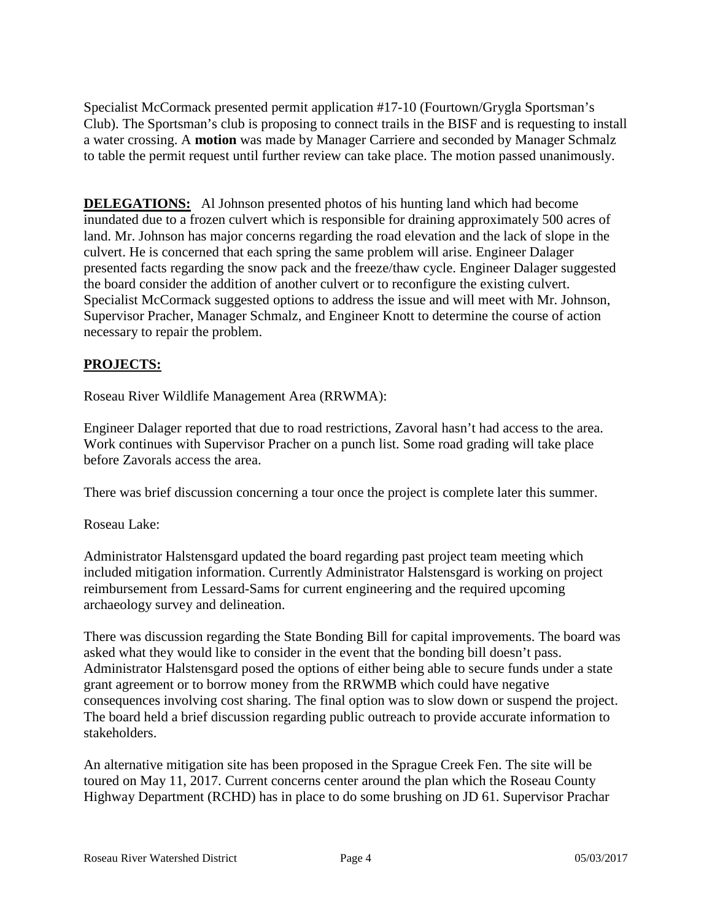Specialist McCormack presented permit application #17-10 (Fourtown/Grygla Sportsman's Club). The Sportsman's club is proposing to connect trails in the BISF and is requesting to install a water crossing. A **motion** was made by Manager Carriere and seconded by Manager Schmalz to table the permit request until further review can take place. The motion passed unanimously.

**DELEGATIONS:** Al Johnson presented photos of his hunting land which had become inundated due to a frozen culvert which is responsible for draining approximately 500 acres of land. Mr. Johnson has major concerns regarding the road elevation and the lack of slope in the culvert. He is concerned that each spring the same problem will arise. Engineer Dalager presented facts regarding the snow pack and the freeze/thaw cycle. Engineer Dalager suggested the board consider the addition of another culvert or to reconfigure the existing culvert. Specialist McCormack suggested options to address the issue and will meet with Mr. Johnson, Supervisor Pracher, Manager Schmalz, and Engineer Knott to determine the course of action necessary to repair the problem.

**PROJECTS:**

Roseau River Wildlife Management Area (RRWMA):

Engineer Dalager reported that due to road restrictions, Zavoral hasn't had access to the area. Work continues with Supervisor Pracher on a punch list. Some road grading will take place before Zavorals access the area.

There was brief discussion concerning a tour once the project is complete later this summer.

Roseau Lake:

Administrator Halstensgard updated the board regarding past project team meeting which included mitigation information. Currently Administrator Halstensgard is working on project reimbursement from Lessard-Sams for current engineering and the required upcoming archaeology survey and delineation.

There was discussion regarding the State Bonding Bill for capital improvements. The board was asked what they would like to consider in the event that the bonding bill doesn't pass. Administrator Halstensgard posed the options of either being able to secure funds under a state grant agreement or to borrow money from the RRWMB which could have negative consequences involving cost sharing. The final option was to slow down or suspend the project. The board held a brief discussion regarding public outreach to provide accurate information to stakeholders.

An alternative mitigation site has been proposed in the Sprague Creek Fen. The site will be toured on May 11, 2017. Current concerns center around the plan which the Roseau County Highway Department (RCHD) has in place to do some brushing on JD 61. Supervisor Prachar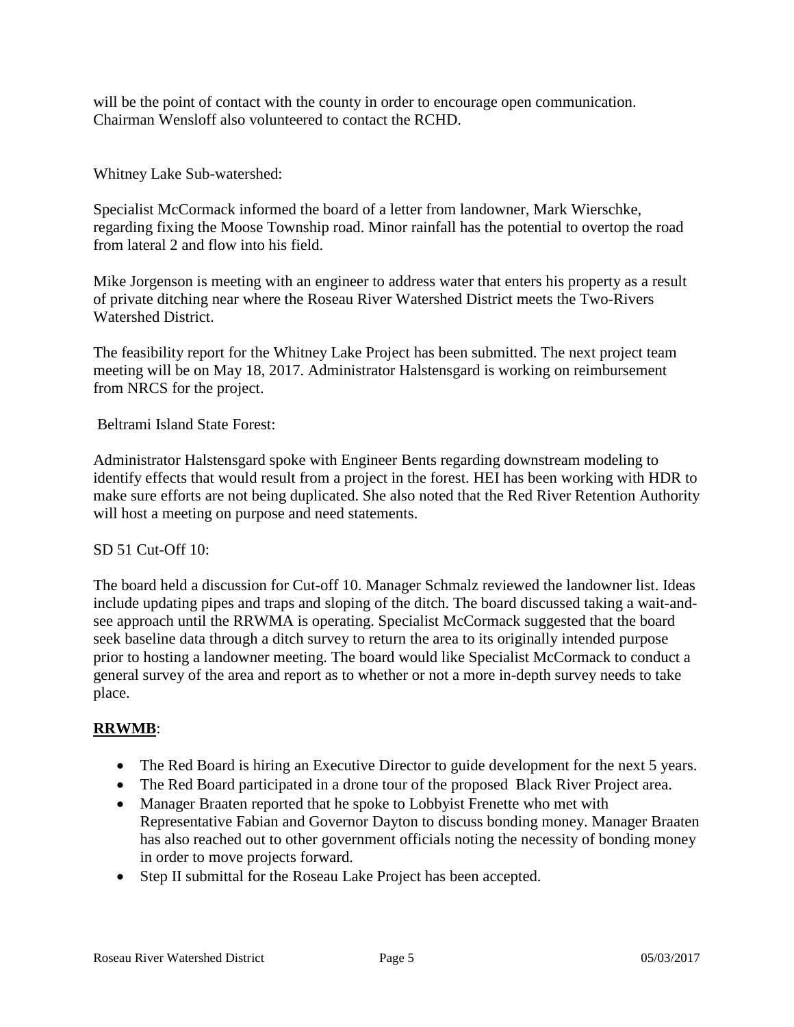will be the point of contact with the county in order to encourage open communication. Chairman Wensloff also volunteered to contact the RCHD.

Whitney Lake Sub-watershed:

Specialist McCormack informed the board of a letter from landowner, Mark Wierschke, regarding fixing the Moose Township road. Minor rainfall has the potential to overtop the road from lateral 2 and flow into his field.

Mike Jorgenson is meeting with an engineer to address water that enters his property as a result of private ditching near where the Roseau River Watershed District meets the Two-Rivers Watershed District.

The feasibility report for the Whitney Lake Project has been submitted. The next project team meeting will be on May 18, 2017. Administrator Halstensgard is working on reimbursement from NRCS for the project.

Beltrami Island State Forest:

Administrator Halstensgard spoke with Engineer Bents regarding downstream modeling to identify effects that would result from a project in the forest. HEI has been working with HDR to make sure efforts are not being duplicated. She also noted that the Red River Retention Authority will host a meeting on purpose and need statements.

SD 51 Cut-Off 10:

The board held a discussion for Cut-off 10. Manager Schmalz reviewed the landowner list. Ideas include updating pipes and traps and sloping of the ditch. The board discussed taking a wait-and-see approach until the RRWMA is operating. Specialist McCormack suggested that the board seek baseline data through a ditch survey to return the area to its originally intended purpose prior to hosting a landowner meeting. The board would like Specialist McCormack to conduct a general survey of the area and report as to whether or not a more in-depth survey needs to take place.

**RRWMB**:

- The Red Board is hiring an Executive Director to guide development for the next 5 years.
- The Red Board participated in a drone tour of the proposed Black River Project area.
- Manager Braaten reported that he spoke to Lobbyist Frenette who met with Representative Fabian and Governor Dayton to discuss bonding money. Manager Braaten has also reached out to other government officials noting the necessity of bonding money in order to move projects forward.
- Step II submittal for the Roseau Lake Project has been accepted.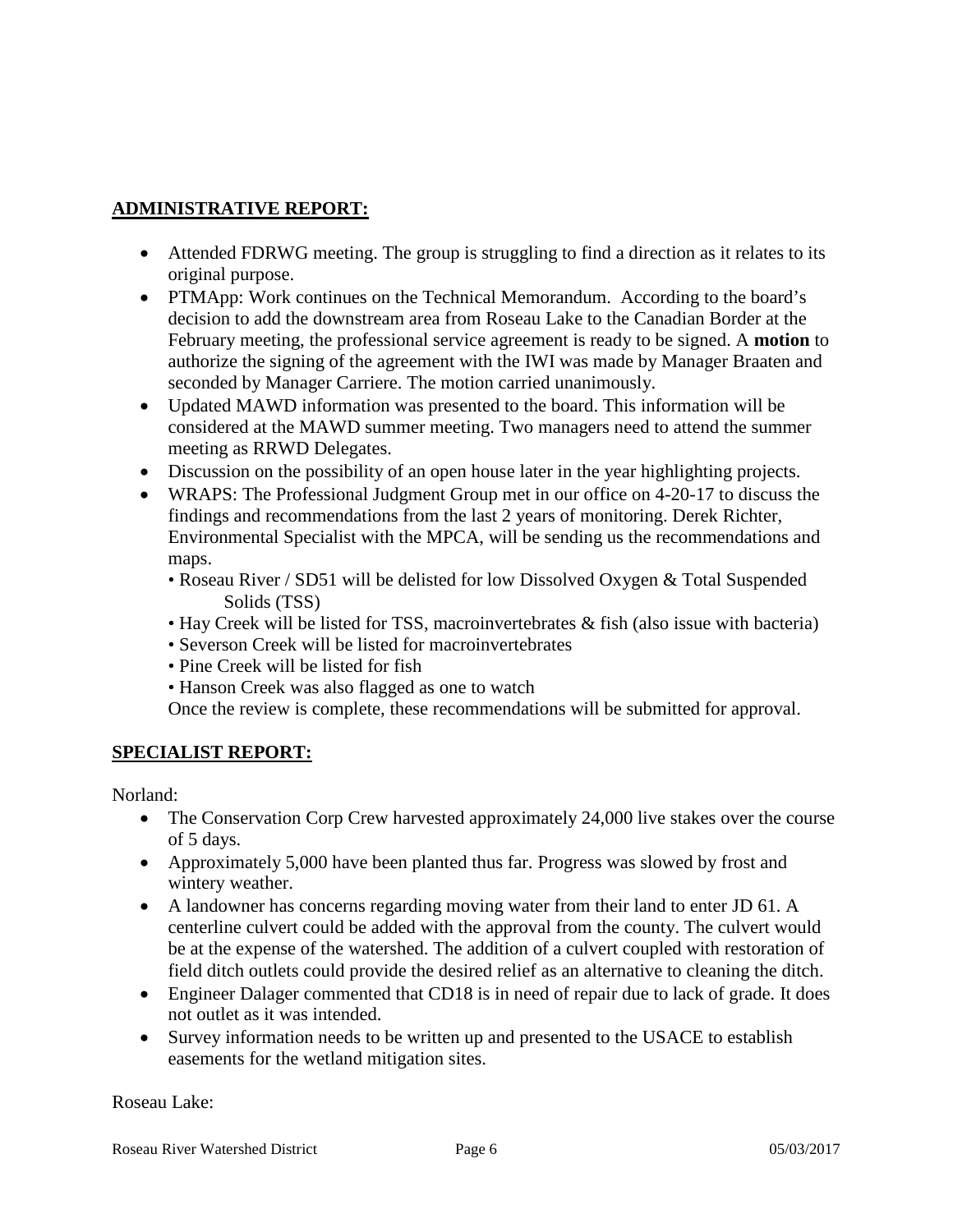## ADMINISTRATIVE REPORT:

- Attended FDRWG meeting. The group is struggling to find a direction as it relates to its original purpose.
- PTMApp: Work continues on the Technical Memorandum. According to the board's decision to add the downstream area from Roseau Lake to the Canadian Border at the February meeting, the professional service agreement is ready to be signed. A **motion** to authorize the signing of the agreement with the IWI was made by Manager Braaten and seconded by Manager Carriere. The motion carried unanimously.
- Updated MAWD information was presented to the board. This information will be considered at the MAWD summer meeting. Two managers need to attend the summer meeting as RRWD Delegates.
- Discussion on the possibility of an open house later in the year highlighting projects.
- WRAPS: The Professional Judgment Group met in our office on 4-20-17 to discuss the findings and recommendations from the last 2 years of monitoring. Derek Richter, Environmental Specialist with the MPCA, will be sending us the recommendations and maps.
  - • Roseau River / SD51 will be delisted for low Dissolved Oxygen & Total Suspended Solids (TSS)
  - • Hay Creek will be listed for TSS, macroinvertebrates & fish (also issue with bacteria)
  - • Severson Creek will be listed for macroinvertebrates
  - • Pine Creek will be listed for fish
  - • Hanson Creek was also flagged as one to watch

  Once the review is complete, these recommendations will be submitted for approval.

## SPECIALIST REPORT:

Norland:

- The Conservation Corp Crew harvested approximately 24,000 live stakes over the course of 5 days.
- Approximately 5,000 have been planted thus far. Progress was slowed by frost and wintery weather.
- A landowner has concerns regarding moving water from their land to enter JD 61. A centerline culvert could be added with the approval from the county. The culvert would be at the expense of the watershed. The addition of a culvert coupled with restoration of field ditch outlets could provide the desired relief as an alternative to cleaning the ditch.
- Engineer Dalager commented that CD18 is in need of repair due to lack of grade. It does not outlet as it was intended.
- Survey information needs to be written up and presented to the USACE to establish easements for the wetland mitigation sites.

Roseau Lake: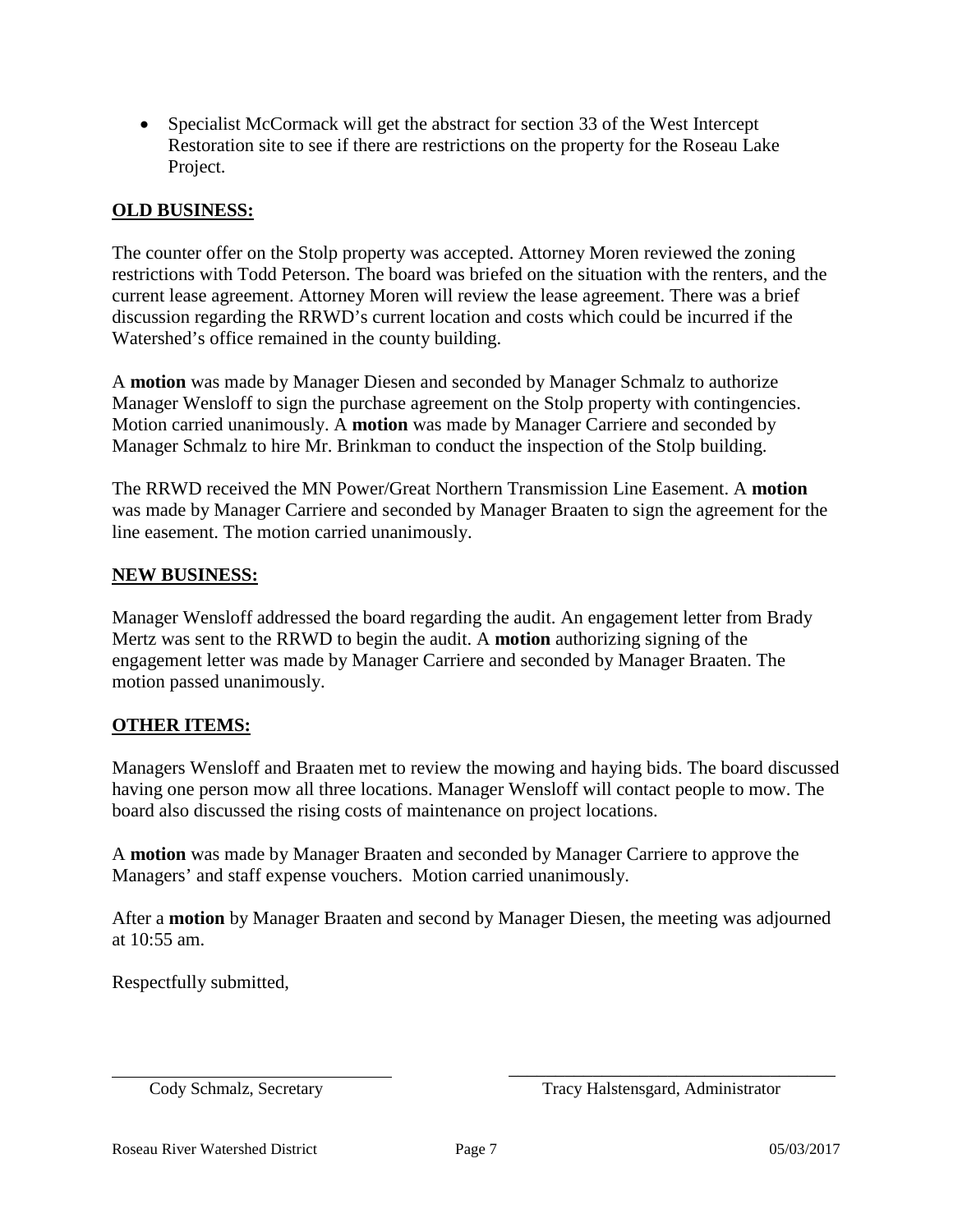- Specialist McCormack will get the abstract for section 33 of the West Intercept Restoration site to see if there are restrictions on the property for the Roseau Lake Project.

**OLD BUSINESS:**

The counter offer on the Stolp property was accepted. Attorney Moren reviewed the zoning restrictions with Todd Peterson. The board was briefed on the situation with the renters, and the current lease agreement. Attorney Moren will review the lease agreement. There was a brief discussion regarding the RRWD's current location and costs which could be incurred if the Watershed's office remained in the county building.

A **motion** was made by Manager Diesen and seconded by Manager Schmalz to authorize Manager Wensloff to sign the purchase agreement on the Stolp property with contingencies. Motion carried unanimously. A **motion** was made by Manager Carriere and seconded by Manager Schmalz to hire Mr. Brinkman to conduct the inspection of the Stolp building.

The RRWD received the MN Power/Great Northern Transmission Line Easement. A **motion** was made by Manager Carriere and seconded by Manager Braaten to sign the agreement for the line easement. The motion carried unanimously.

**NEW BUSINESS:**

Manager Wensloff addressed the board regarding the audit. An engagement letter from Brady Mertz was sent to the RRWD to begin the audit. A **motion** authorizing signing of the engagement letter was made by Manager Carriere and seconded by Manager Braaten. The motion passed unanimously.

**OTHER ITEMS:**

Managers Wensloff and Braaten met to review the mowing and haying bids. The board discussed having one person mow all three locations. Manager Wensloff will contact people to mow. The board also discussed the rising costs of maintenance on project locations.

A **motion** was made by Manager Braaten and seconded by Manager Carriere to approve the Managers' and staff expense vouchers. Motion carried unanimously.

After a **motion** by Manager Braaten and second by Manager Diesen, the meeting was adjourned at 10:55 am.

Respectfully submitted,

Cody Schmalz, Secretary

Tracy Halstensgard, Administrator